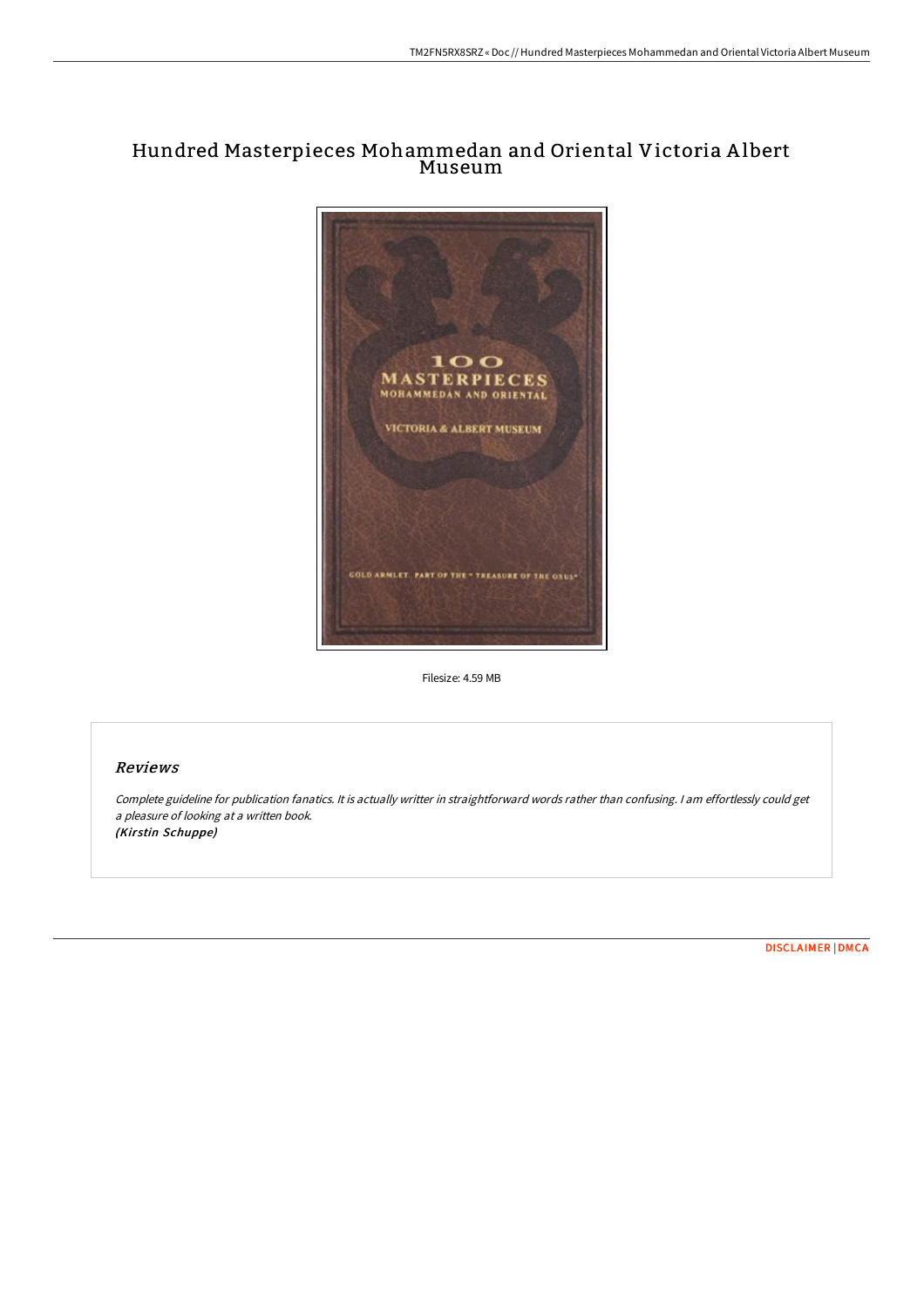# Hundred Masterpieces Mohammedan and Oriental Victoria Albert Museum

Filesize: 4.59 MB

## *Reviews*

*Complete guideline for publication fanatics. It is actually writter in straightforward words rather than confusing. I am effortlessly could get a pleasure of looking at a written book.*
***(Kirstin Schuppe)***

DISCLAIMER | DMCA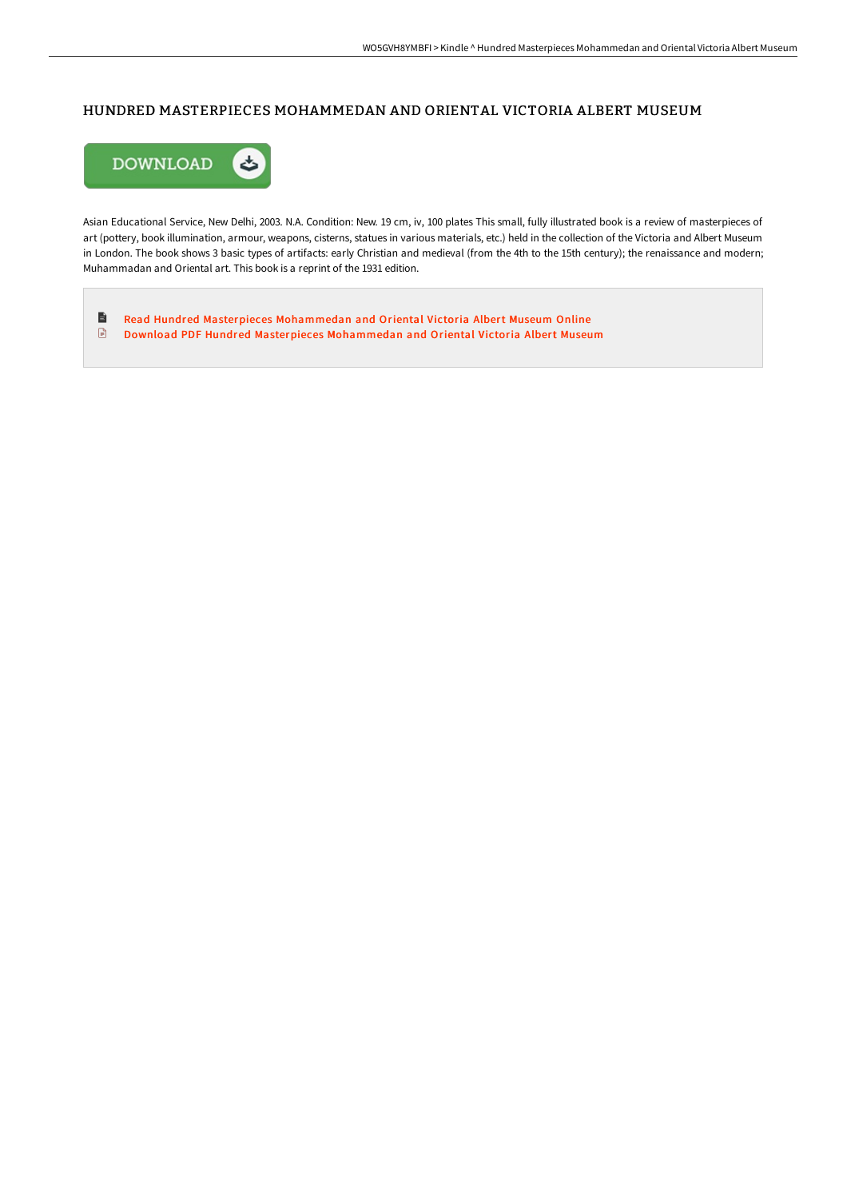# HUNDRED MASTERPIECES MOHAMMEDAN AND ORIENTAL VICTORIA ALBERT MUSEUM

DOWNLOAD

Asian Educational Service, New Delhi, 2003. N.A. Condition: New. 19 cm, iv, 100 plates This small, fully illustrated book is a review of masterpieces of art (pottery, book illumination, armour, weapons, cisterns, statues in various materials, etc.) held in the collection of the Victoria and Albert Museum in London. The book shows 3 basic types of artifacts: early Christian and medieval (from the 4th to the 15th century); the renaissance and modern; Muhammadan and Oriental art. This book is a reprint of the 1931 edition.

- Read Hundred Masterpieces Mohammedan and Oriental Victoria Albert Museum Online
- Download PDF Hundred Masterpieces Mohammedan and Oriental Victoria Albert Museum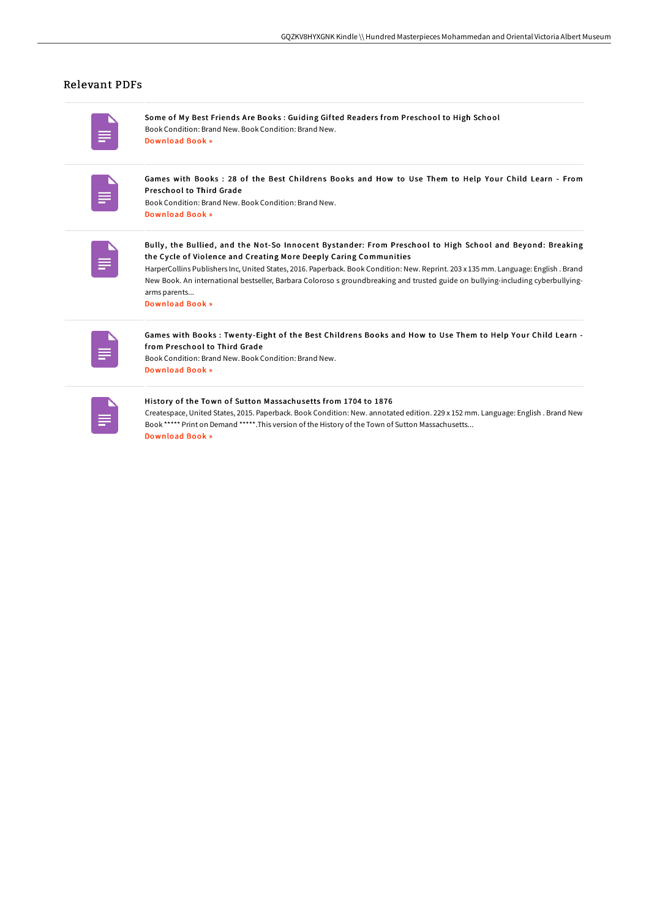## Relevant PDFs

**Some of My Best Friends Are Books : Guiding Gifted Readers from Preschool to High School**

Book Condition: Brand New. Book Condition: Brand New.

Download Book »

**Games with Books : 28 of the Best Childrens Books and How to Use Them to Help Your Child Learn - From Preschool to Third Grade**

Book Condition: Brand New. Book Condition: Brand New.

Download Book »

**Bully, the Bullied, and the Not-So Innocent Bystander: From Preschool to High School and Beyond: Breaking the Cycle of Violence and Creating More Deeply Caring Communities**

HarperCollins Publishers Inc, United States, 2016. Paperback. Book Condition: New. Reprint. 203 x 135 mm. Language: English . Brand New Book. An international bestseller, Barbara Coloroso s groundbreaking and trusted guide on bullying-including cyberbullying-arms parents...

Download Book »

**Games with Books : Twenty-Eight of the Best Childrens Books and How to Use Them to Help Your Child Learn - from Preschool to Third Grade**

Book Condition: Brand New. Book Condition: Brand New.

Download Book »

**History of the Town of Sutton Massachusetts from 1704 to 1876**

Createspace, United States, 2015. Paperback. Book Condition: New. annotated edition. 229 x 152 mm. Language: English . Brand New Book ***** Print on Demand *****.This version of the History of the Town of Sutton Massachusetts...

Download Book »